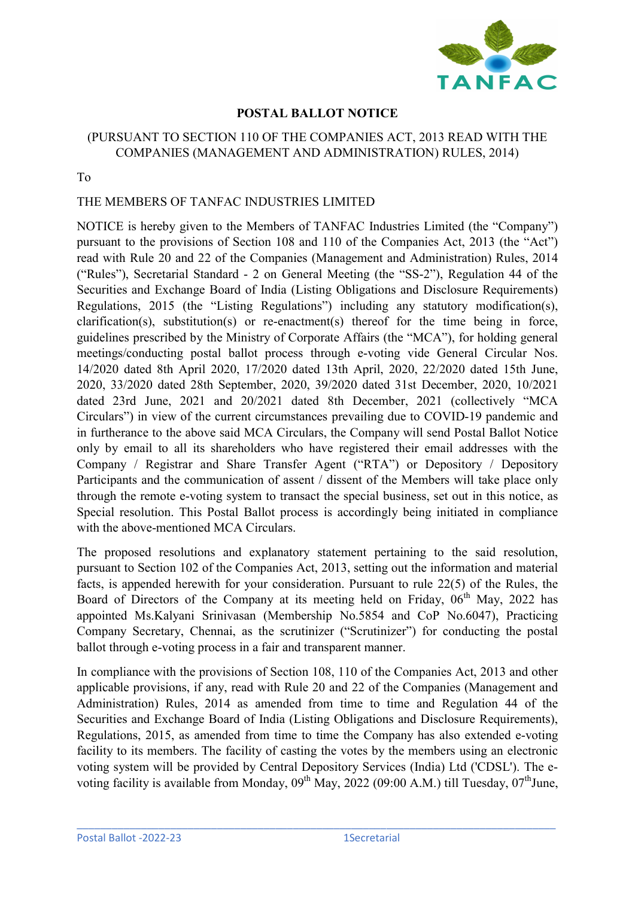TANFAC

# POSTAL BALLOT NOTICE

(PURSUANT TO SECTION 110 OF THE COMPANIES ACT, 2013 READ WITH THE COMPANIES (MANAGEMENT AND ADMINISTRATION) RULES, 2014)

To

THE MEMBERS OF TANFAC INDUSTRIES LIMITED

NOTICE is hereby given to the Members of TANFAC Industries Limited (the "Company") pursuant to the provisions of Section 108 and 110 of the Companies Act, 2013 (the "Act") read with Rule 20 and 22 of the Companies (Management and Administration) Rules, 2014 ("Rules"), Secretarial Standard - 2 on General Meeting (the "SS-2"), Regulation 44 of the Securities and Exchange Board of India (Listing Obligations and Disclosure Requirements) Regulations, 2015 (the "Listing Regulations") including any statutory modification(s), clarification(s), substitution(s) or re-enactment(s) thereof for the time being in force, guidelines prescribed by the Ministry of Corporate Affairs (the "MCA"), for holding general meetings/conducting postal ballot process through e-voting vide General Circular Nos. 14/2020 dated 8th April 2020, 17/2020 dated 13th April, 2020, 22/2020 dated 15th June, 2020, 33/2020 dated 28th September, 2020, 39/2020 dated 31st December, 2020, 10/2021 dated 23rd June, 2021 and 20/2021 dated 8th December, 2021 (collectively "MCA Circulars") in view of the current circumstances prevailing due to COVID-19 pandemic and in furtherance to the above said MCA Circulars, the Company will send Postal Ballot Notice only by email to all its shareholders who have registered their email addresses with the Company / Registrar and Share Transfer Agent ("RTA") or Depository / Depository Participants and the communication of assent / dissent of the Members will take place only through the remote e-voting system to transact the special business, set out in this notice, as Special resolution. This Postal Ballot process is accordingly being initiated in compliance with the above-mentioned MCA Circulars.

The proposed resolutions and explanatory statement pertaining to the said resolution, pursuant to Section 102 of the Companies Act, 2013, setting out the information and material facts, is appended herewith for your consideration. Pursuant to rule 22(5) of the Rules, the Board of Directors of the Company at its meeting held on Friday, 06th May, 2022 has appointed Ms.Kalyani Srinivasan (Membership No.5854 and CoP No.6047), Practicing Company Secretary, Chennai, as the scrutinizer ("Scrutinizer") for conducting the postal ballot through e-voting process in a fair and transparent manner.

In compliance with the provisions of Section 108, 110 of the Companies Act, 2013 and other applicable provisions, if any, read with Rule 20 and 22 of the Companies (Management and Administration) Rules, 2014 as amended from time to time and Regulation 44 of the Securities and Exchange Board of India (Listing Obligations and Disclosure Requirements), Regulations, 2015, as amended from time to time the Company has also extended e-voting facility to its members. The facility of casting the votes by the members using an electronic voting system will be provided by Central Depository Services (India) Ltd ('CDSL'). The e-voting facility is available from Monday, 09th May, 2022 (09:00 A.M.) till Tuesday, 07th June,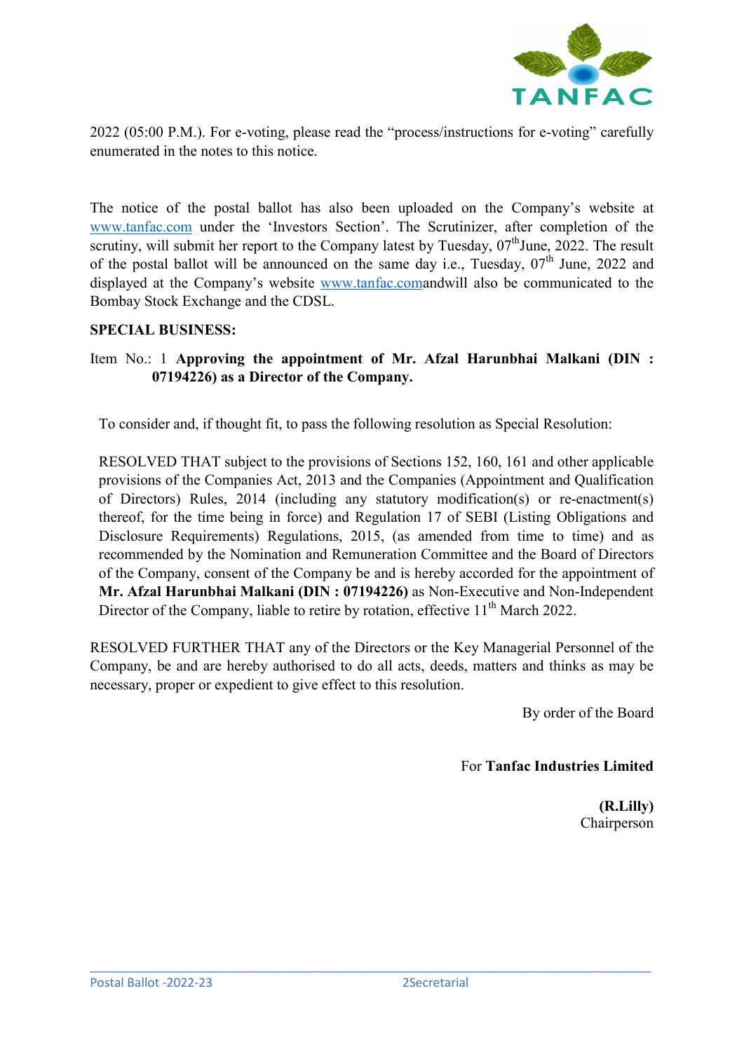2022 (05:00 P.M.). For e-voting, please read the "process/instructions for e-voting" carefully enumerated in the notes to this notice.

The notice of the postal ballot has also been uploaded on the Company's website at www.tanfac.com under the 'Investors Section'. The Scrutinizer, after completion of the scrutiny, will submit her report to the Company latest by Tuesday, 07th June, 2022. The result of the postal ballot will be announced on the same day i.e., Tuesday, 07th June, 2022 and displayed at the Company's website www.tanfac.comandwill also be communicated to the Bombay Stock Exchange and the CDSL.

**SPECIAL BUSINESS:**

Item No.: 1 **Approving the appointment of Mr. Afzal Harunbhai Malkani (DIN : 07194226) as a Director of the Company.**

To consider and, if thought fit, to pass the following resolution as Special Resolution:

RESOLVED THAT subject to the provisions of Sections 152, 160, 161 and other applicable provisions of the Companies Act, 2013 and the Companies (Appointment and Qualification of Directors) Rules, 2014 (including any statutory modification(s) or re-enactment(s) thereof, for the time being in force) and Regulation 17 of SEBI (Listing Obligations and Disclosure Requirements) Regulations, 2015, (as amended from time to time) and as recommended by the Nomination and Remuneration Committee and the Board of Directors of the Company, consent of the Company be and is hereby accorded for the appointment of **Mr. Afzal Harunbhai Malkani (DIN : 07194226)** as Non-Executive and Non-Independent Director of the Company, liable to retire by rotation, effective 11th March 2022.

RESOLVED FURTHER THAT any of the Directors or the Key Managerial Personnel of the Company, be and are hereby authorised to do all acts, deeds, matters and thinks as may be necessary, proper or expedient to give effect to this resolution.

By order of the Board

For **Tanfac Industries Limited**

**(R.Lilly)**
Chairperson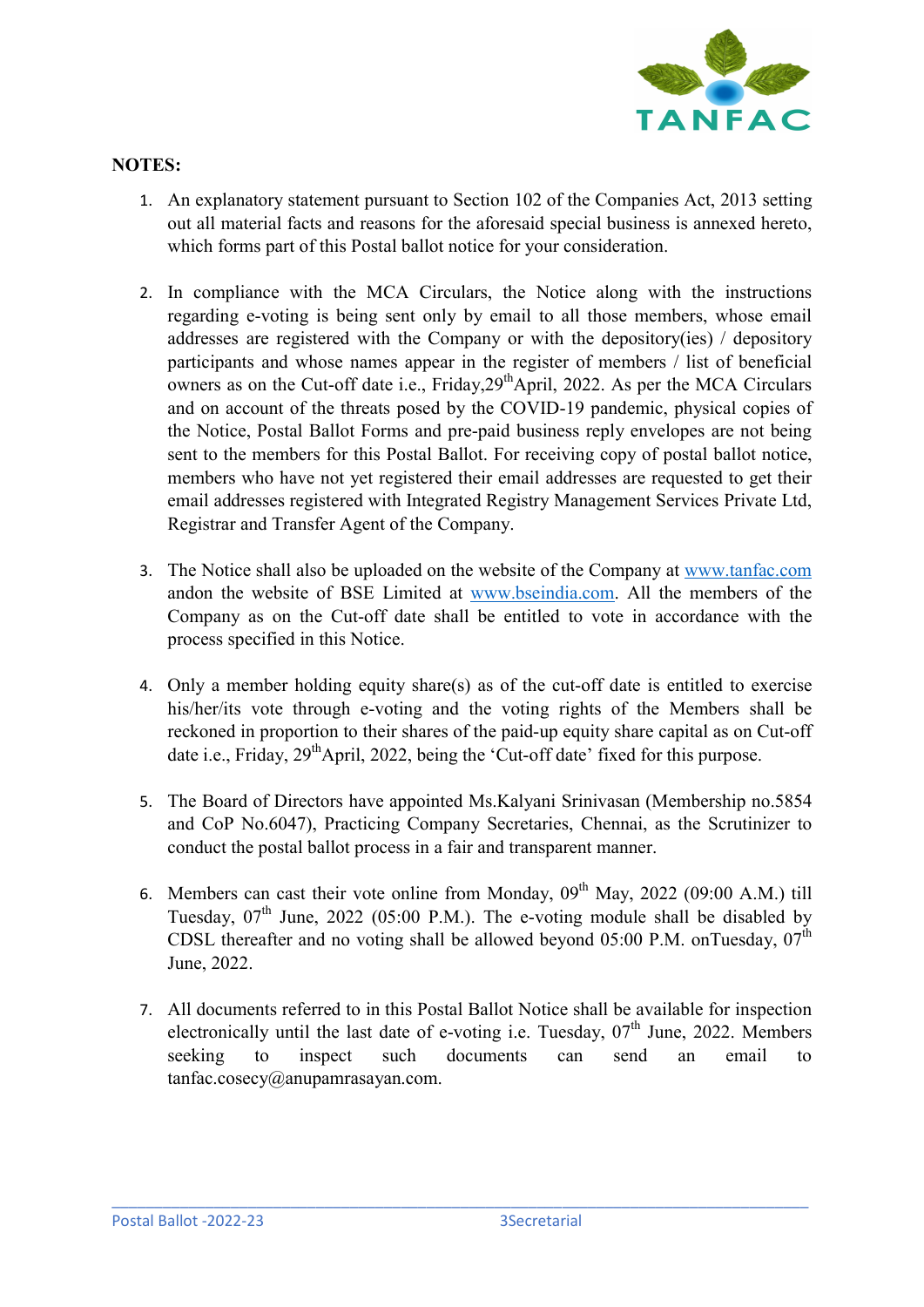**NOTES:**

1. An explanatory statement pursuant to Section 102 of the Companies Act, 2013 setting out all material facts and reasons for the aforesaid special business is annexed hereto, which forms part of this Postal ballot notice for your consideration.

2. In compliance with the MCA Circulars, the Notice along with the instructions regarding e-voting is being sent only by email to all those members, whose email addresses are registered with the Company or with the depository(ies) / depository participants and whose names appear in the register of members / list of beneficial owners as on the Cut-off date i.e., Friday,29th April, 2022. As per the MCA Circulars and on account of the threats posed by the COVID-19 pandemic, physical copies of the Notice, Postal Ballot Forms and pre-paid business reply envelopes are not being sent to the members for this Postal Ballot. For receiving copy of postal ballot notice, members who have not yet registered their email addresses are requested to get their email addresses registered with Integrated Registry Management Services Private Ltd, Registrar and Transfer Agent of the Company.

3. The Notice shall also be uploaded on the website of the Company at www.tanfac.com andon the website of BSE Limited at www.bseindia.com. All the members of the Company as on the Cut-off date shall be entitled to vote in accordance with the process specified in this Notice.

4. Only a member holding equity share(s) as of the cut-off date is entitled to exercise his/her/its vote through e-voting and the voting rights of the Members shall be reckoned in proportion to their shares of the paid-up equity share capital as on Cut-off date i.e., Friday, 29th April, 2022, being the 'Cut-off date' fixed for this purpose.

5. The Board of Directors have appointed Ms.Kalyani Srinivasan (Membership no.5854 and CoP No.6047), Practicing Company Secretaries, Chennai, as the Scrutinizer to conduct the postal ballot process in a fair and transparent manner.

6. Members can cast their vote online from Monday, 09th May, 2022 (09:00 A.M.) till Tuesday, 07th June, 2022 (05:00 P.M.). The e-voting module shall be disabled by CDSL thereafter and no voting shall be allowed beyond 05:00 P.M. onTuesday, 07th June, 2022.

7. All documents referred to in this Postal Ballot Notice shall be available for inspection electronically until the last date of e-voting i.e. Tuesday, 07th June, 2022. Members seeking to inspect such documents can send an email to tanfac.cosecy@anupamrasayan.com.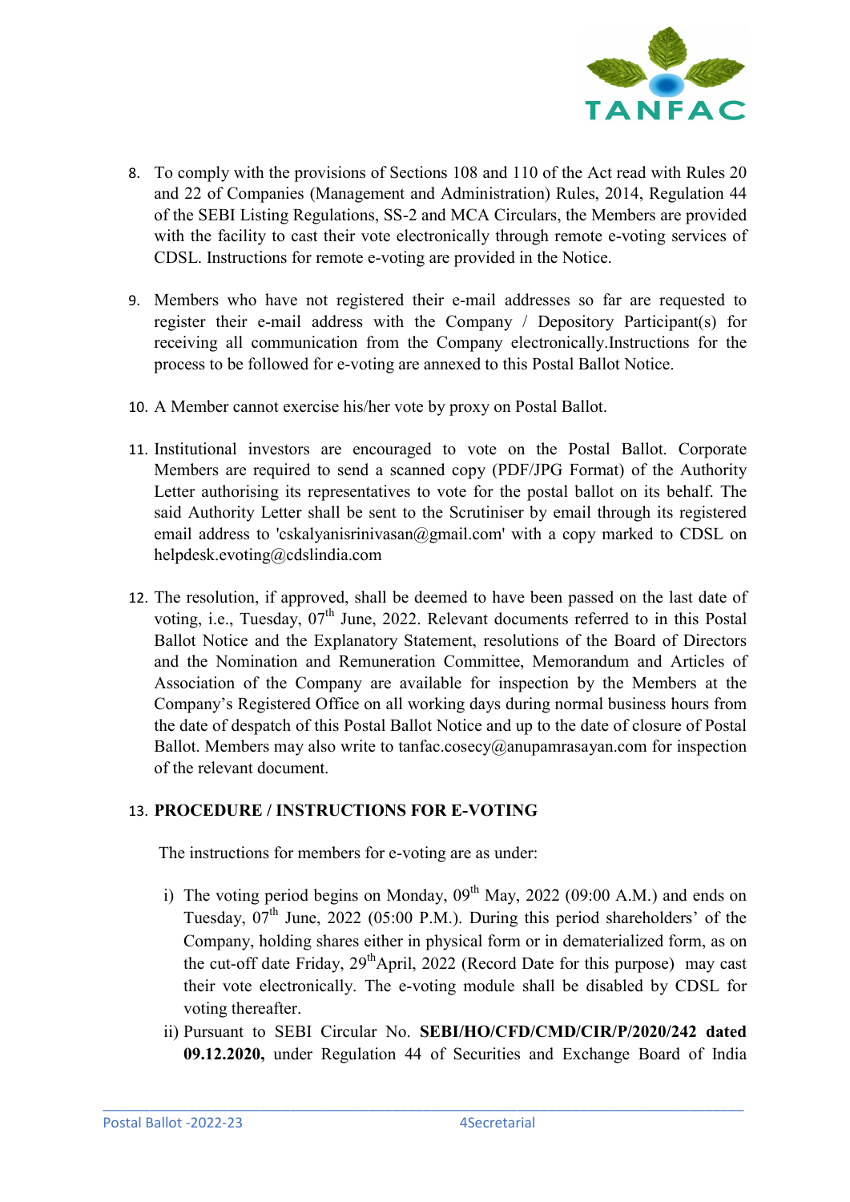8. To comply with the provisions of Sections 108 and 110 of the Act read with Rules 20 and 22 of Companies (Management and Administration) Rules, 2014, Regulation 44 of the SEBI Listing Regulations, SS-2 and MCA Circulars, the Members are provided with the facility to cast their vote electronically through remote e-voting services of CDSL. Instructions for remote e-voting are provided in the Notice.

9. Members who have not registered their e-mail addresses so far are requested to register their e-mail address with the Company / Depository Participant(s) for receiving all communication from the Company electronically.Instructions for the process to be followed for e-voting are annexed to this Postal Ballot Notice.

10. A Member cannot exercise his/her vote by proxy on Postal Ballot.

11. Institutional investors are encouraged to vote on the Postal Ballot. Corporate Members are required to send a scanned copy (PDF/JPG Format) of the Authority Letter authorising its representatives to vote for the postal ballot on its behalf. The said Authority Letter shall be sent to the Scrutiniser by email through its registered email address to 'cskalyanisrinivasan@gmail.com' with a copy marked to CDSL on helpdesk.evoting@cdslindia.com

12. The resolution, if approved, shall be deemed to have been passed on the last date of voting, i.e., Tuesday, 07th June, 2022. Relevant documents referred to in this Postal Ballot Notice and the Explanatory Statement, resolutions of the Board of Directors and the Nomination and Remuneration Committee, Memorandum and Articles of Association of the Company are available for inspection by the Members at the Company's Registered Office on all working days during normal business hours from the date of despatch of this Postal Ballot Notice and up to the date of closure of Postal Ballot. Members may also write to tanfac.cosecy@anupamrasayan.com for inspection of the relevant document.

13. **PROCEDURE / INSTRUCTIONS FOR E-VOTING**

The instructions for members for e-voting are as under:

i) The voting period begins on Monday, 09th May, 2022 (09:00 A.M.) and ends on Tuesday, 07th June, 2022 (05:00 P.M.). During this period shareholders' of the Company, holding shares either in physical form or in dematerialized form, as on the cut-off date Friday, 29thApril, 2022 (Record Date for this purpose) may cast their vote electronically. The e-voting module shall be disabled by CDSL for voting thereafter.

ii) Pursuant to SEBI Circular No. **SEBI/HO/CFD/CMD/CIR/P/2020/242 dated 09.12.2020,** under Regulation 44 of Securities and Exchange Board of India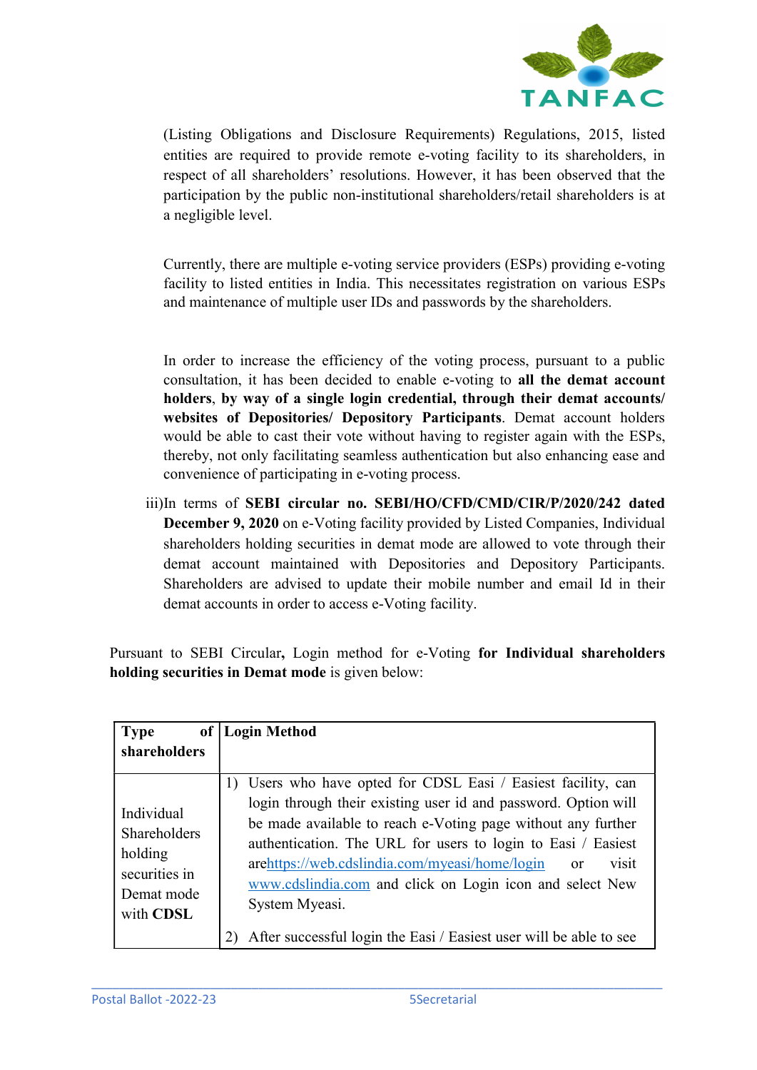(Listing Obligations and Disclosure Requirements) Regulations, 2015, listed entities are required to provide remote e-voting facility to its shareholders, in respect of all shareholders' resolutions. However, it has been observed that the participation by the public non-institutional shareholders/retail shareholders is at a negligible level.

Currently, there are multiple e-voting service providers (ESPs) providing e-voting facility to listed entities in India. This necessitates registration on various ESPs and maintenance of multiple user IDs and passwords by the shareholders.

In order to increase the efficiency of the voting process, pursuant to a public consultation, it has been decided to enable e-voting to **all the demat account holders**, **by way of a single login credential, through their demat accounts/ websites of Depositories/ Depository Participants**. Demat account holders would be able to cast their vote without having to register again with the ESPs, thereby, not only facilitating seamless authentication but also enhancing ease and convenience of participating in e-voting process.

iii) In terms of **SEBI circular no. SEBI/HO/CFD/CMD/CIR/P/2020/242 dated December 9, 2020** on e-Voting facility provided by Listed Companies, Individual shareholders holding securities in demat mode are allowed to vote through their demat account maintained with Depositories and Depository Participants. Shareholders are advised to update their mobile number and email Id in their demat accounts in order to access e-Voting facility.

Pursuant to SEBI Circular**,** Login method for e-Voting **for Individual shareholders holding securities in Demat mode** is given below:

| **Type of shareholders** | **Login Method** |
|---|---|
| Individual Shareholders holding securities in Demat mode with **CDSL** | 1) Users who have opted for CDSL Easi / Easiest facility, can login through their existing user id and password. Option will be made available to reach e-Voting page without any further authentication. The URL for users to login to Easi / Easiest are https://web.cdslindia.com/myeasi/home/login or visit www.cdslindia.com and click on Login icon and select New System Myeasi.<br>2) After successful login the Easi / Easiest user will be able to see |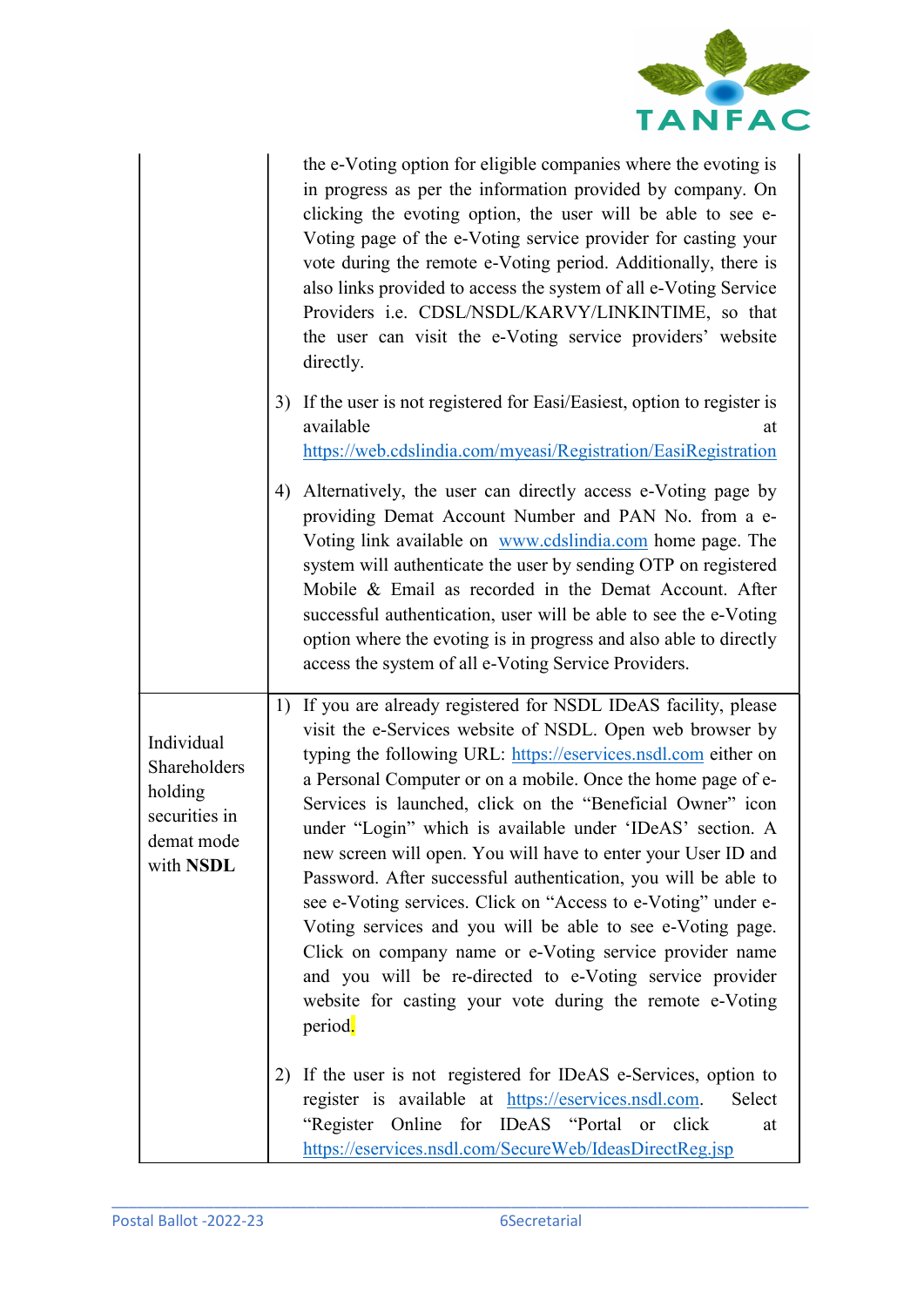| | |
|---|---|
| | the e-Voting option for eligible companies where the evoting is in progress as per the information provided by company. On clicking the evoting option, the user will be able to see e-Voting page of the e-Voting service provider for casting your vote during the remote e-Voting period. Additionally, there is also links provided to access the system of all e-Voting Service Providers i.e. CDSL/NSDL/KARVY/LINKINTIME, so that the user can visit the e-Voting service providers' website directly.<br><br>3) If the user is not registered for Easi/Easiest, option to register is available at https://web.cdslindia.com/myeasi/Registration/EasiRegistration<br><br>4) Alternatively, the user can directly access e-Voting page by providing Demat Account Number and PAN No. from a e-Voting link available on www.cdslindia.com home page. The system will authenticate the user by sending OTP on registered Mobile & Email as recorded in the Demat Account. After successful authentication, user will be able to see the e-Voting option where the evoting is in progress and also able to directly access the system of all e-Voting Service Providers. |
| Individual Shareholders holding securities in demat mode with **NSDL** | 1) If you are already registered for NSDL IDeAS facility, please visit the e-Services website of NSDL. Open web browser by typing the following URL: https://eservices.nsdl.com either on a Personal Computer or on a mobile. Once the home page of e-Services is launched, click on the "Beneficial Owner" icon under "Login" which is available under 'IDeAS' section. A new screen will open. You will have to enter your User ID and Password. After successful authentication, you will be able to see e-Voting services. Click on "Access to e-Voting" under e-Voting services and you will be able to see e-Voting page. Click on company name or e-Voting service provider name and you will be re-directed to e-Voting service provider website for casting your vote during the remote e-Voting period.<br><br>2) If the user is not registered for IDeAS e-Services, option to register is available at https://eservices.nsdl.com. Select "Register Online for IDeAS "Portal or click at https://eservices.nsdl.com/SecureWeb/IdeasDirectReg.jsp |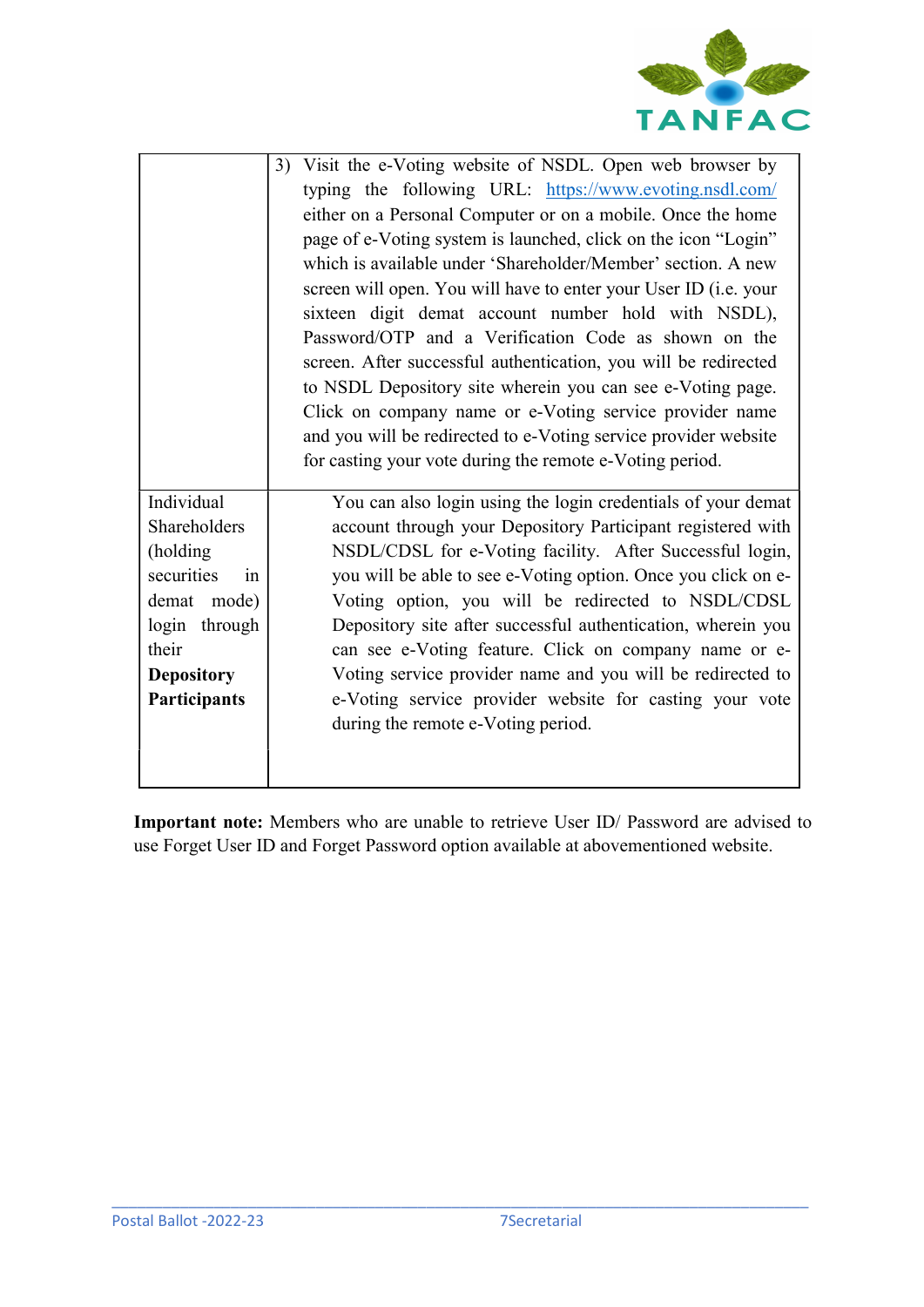| | |
|---|---|
| | 3) Visit the e-Voting website of NSDL. Open web browser by typing the following URL: https://www.evoting.nsdl.com/ either on a Personal Computer or on a mobile. Once the home page of e-Voting system is launched, click on the icon "Login" which is available under 'Shareholder/Member' section. A new screen will open. You will have to enter your User ID (i.e. your sixteen digit demat account number hold with NSDL), Password/OTP and a Verification Code as shown on the screen. After successful authentication, you will be redirected to NSDL Depository site wherein you can see e-Voting page. Click on company name or e-Voting service provider name and you will be redirected to e-Voting service provider website for casting your vote during the remote e-Voting period. |
| Individual Shareholders (holding securities in demat mode) login through their **Depository Participants** | You can also login using the login credentials of your demat account through your Depository Participant registered with NSDL/CDSL for e-Voting facility. After Successful login, you will be able to see e-Voting option. Once you click on e-Voting option, you will be redirected to NSDL/CDSL Depository site after successful authentication, wherein you can see e-Voting feature. Click on company name or e-Voting service provider name and you will be redirected to e-Voting service provider website for casting your vote during the remote e-Voting period. |

**Important note:** Members who are unable to retrieve User ID/ Password are advised to use Forget User ID and Forget Password option available at abovementioned website.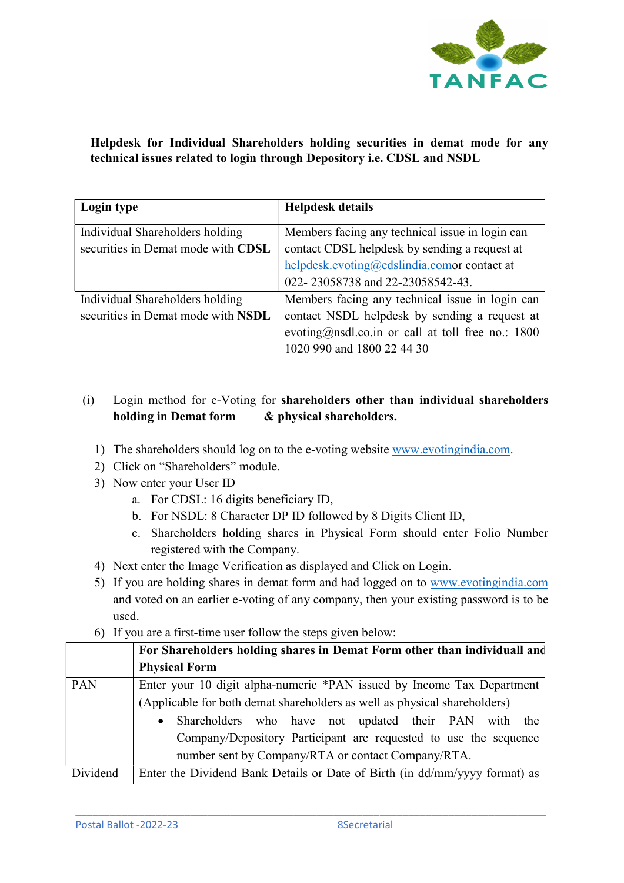**Helpdesk for Individual Shareholders holding securities in demat mode for any technical issues related to login through Depository i.e. CDSL and NSDL**

| Login type | Helpdesk details |
|---|---|
| Individual Shareholders holding securities in Demat mode with **CDSL** | Members facing any technical issue in login can contact CDSL helpdesk by sending a request at helpdesk.evoting@cdslindia.comor contact at 022- 23058738 and 22-23058542-43. |
| Individual Shareholders holding securities in Demat mode with **NSDL** | Members facing any technical issue in login can contact NSDL helpdesk by sending a request at evoting@nsdl.co.in or call at toll free no.: 1800 1020 990 and 1800 22 44 30 |

(i) Login method for e-Voting for **shareholders other than individual shareholders holding in Demat form & physical shareholders.**

1) The shareholders should log on to the e-voting website www.evotingindia.com.
2) Click on "Shareholders" module.
3) Now enter your User ID
   a. For CDSL: 16 digits beneficiary ID,
   b. For NSDL: 8 Character DP ID followed by 8 Digits Client ID,
   c. Shareholders holding shares in Physical Form should enter Folio Number registered with the Company.
4) Next enter the Image Verification as displayed and Click on Login.
5) If you are holding shares in demat form and had logged on to www.evotingindia.com and voted on an earlier e-voting of any company, then your existing password is to be used.
6) If you are a first-time user follow the steps given below:

| | For Shareholders holding shares in Demat Form other than individuall and Physical Form |
|---|---|
| PAN | Enter your 10 digit alpha-numeric *PAN issued by Income Tax Department (Applicable for both demat shareholders as well as physical shareholders)<br>• Shareholders who have not updated their PAN with the Company/Depository Participant are requested to use the sequence number sent by Company/RTA or contact Company/RTA. |
| Dividend | Enter the Dividend Bank Details or Date of Birth (in dd/mm/yyyy format) as |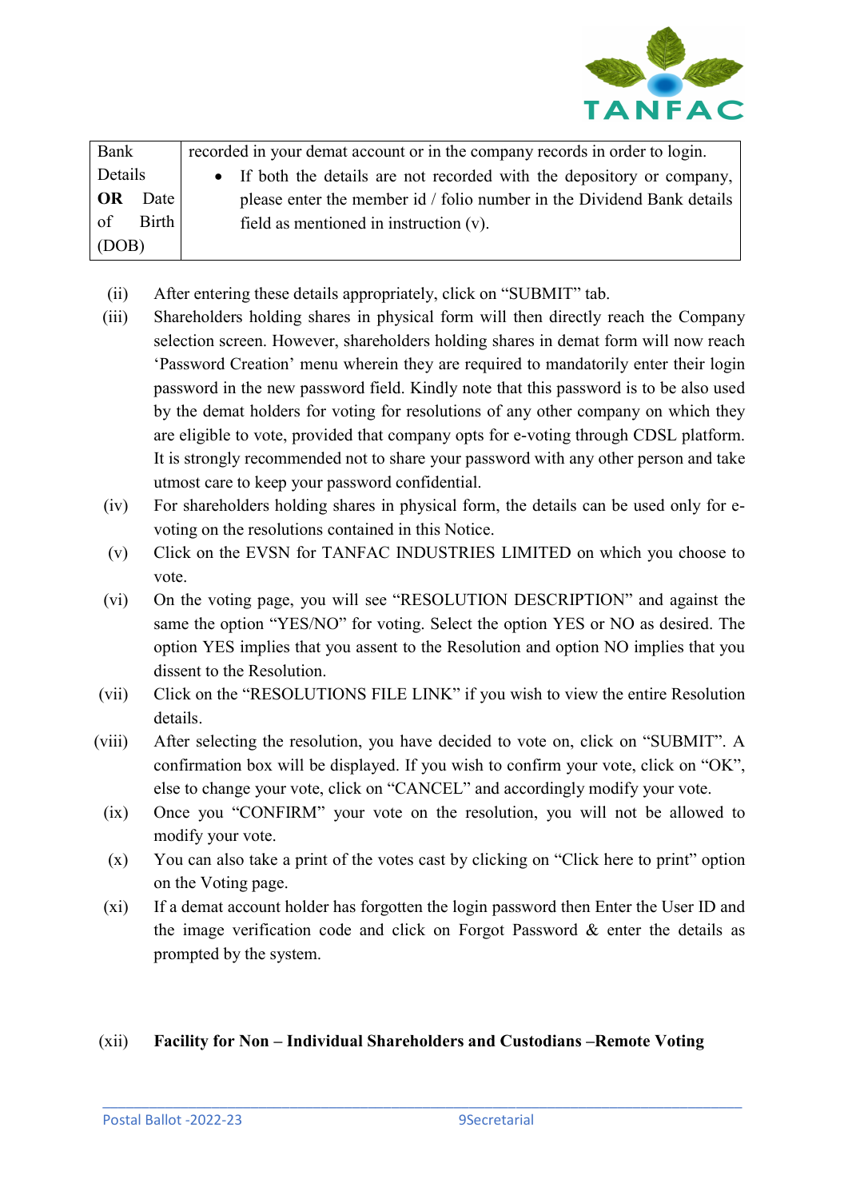| Bank Details **OR** Date of Birth (DOB) | recorded in your demat account or in the company records in order to login.<br>• If both the details are not recorded with the depository or company, please enter the member id / folio number in the Dividend Bank details field as mentioned in instruction (v). |
|---|---|

(ii) After entering these details appropriately, click on "SUBMIT" tab.

(iii) Shareholders holding shares in physical form will then directly reach the Company selection screen. However, shareholders holding shares in demat form will now reach 'Password Creation' menu wherein they are required to mandatorily enter their login password in the new password field. Kindly note that this password is to be also used by the demat holders for voting for resolutions of any other company on which they are eligible to vote, provided that company opts for e-voting through CDSL platform. It is strongly recommended not to share your password with any other person and take utmost care to keep your password confidential.

(iv) For shareholders holding shares in physical form, the details can be used only for e-voting on the resolutions contained in this Notice.

(v) Click on the EVSN for TANFAC INDUSTRIES LIMITED on which you choose to vote.

(vi) On the voting page, you will see "RESOLUTION DESCRIPTION" and against the same the option "YES/NO" for voting. Select the option YES or NO as desired. The option YES implies that you assent to the Resolution and option NO implies that you dissent to the Resolution.

(vii) Click on the "RESOLUTIONS FILE LINK" if you wish to view the entire Resolution details.

(viii) After selecting the resolution, you have decided to vote on, click on "SUBMIT". A confirmation box will be displayed. If you wish to confirm your vote, click on "OK", else to change your vote, click on "CANCEL" and accordingly modify your vote.

(ix) Once you "CONFIRM" your vote on the resolution, you will not be allowed to modify your vote.

(x) You can also take a print of the votes cast by clicking on "Click here to print" option on the Voting page.

(xi) If a demat account holder has forgotten the login password then Enter the User ID and the image verification code and click on Forgot Password & enter the details as prompted by the system.

(xii) **Facility for Non – Individual Shareholders and Custodians –Remote Voting**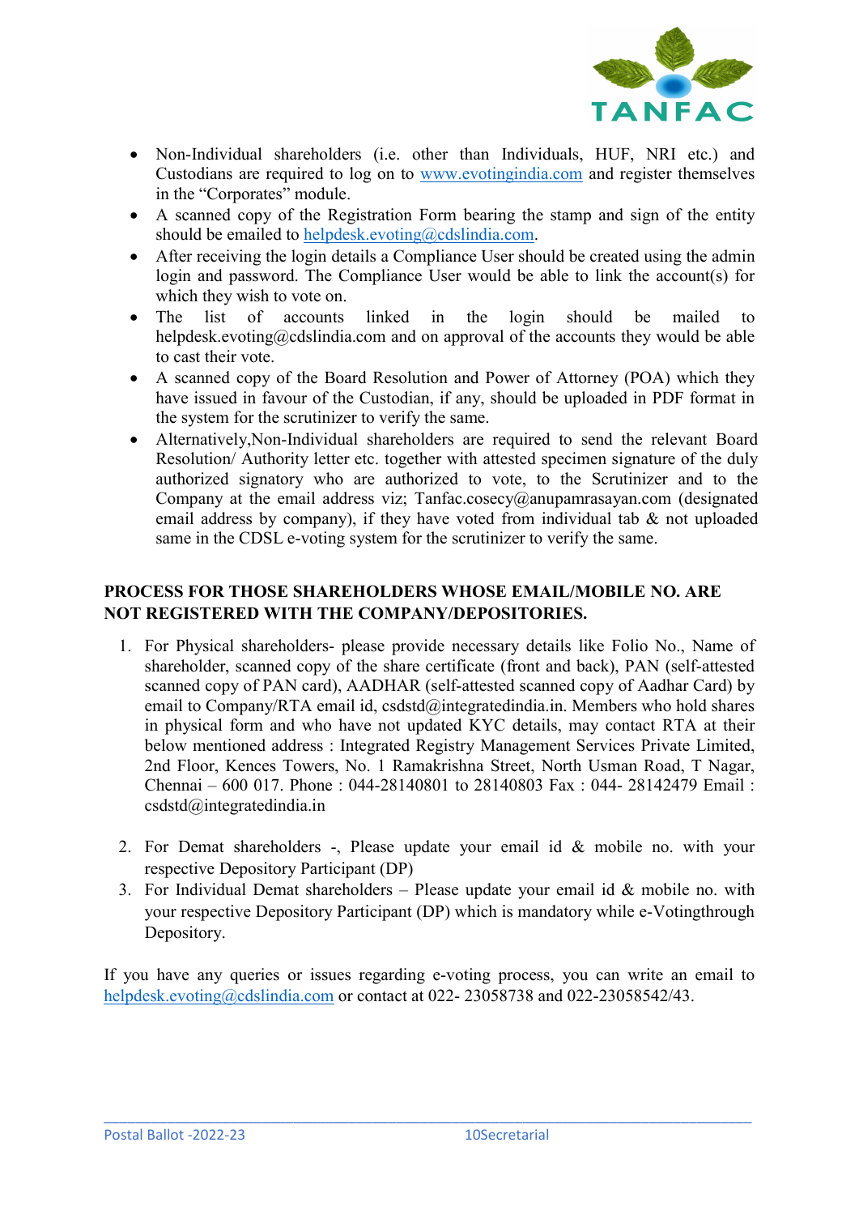- Non-Individual shareholders (i.e. other than Individuals, HUF, NRI etc.) and Custodians are required to log on to www.evotingindia.com and register themselves in the "Corporates" module.
- A scanned copy of the Registration Form bearing the stamp and sign of the entity should be emailed to helpdesk.evoting@cdslindia.com.
- After receiving the login details a Compliance User should be created using the admin login and password. The Compliance User would be able to link the account(s) for which they wish to vote on.
- The list of accounts linked in the login should be mailed to helpdesk.evoting@cdslindia.com and on approval of the accounts they would be able to cast their vote.
- A scanned copy of the Board Resolution and Power of Attorney (POA) which they have issued in favour of the Custodian, if any, should be uploaded in PDF format in the system for the scrutinizer to verify the same.
- Alternatively,Non-Individual shareholders are required to send the relevant Board Resolution/ Authority letter etc. together with attested specimen signature of the duly authorized signatory who are authorized to vote, to the Scrutinizer and to the Company at the email address viz; Tanfac.cosecy@anupamrasayan.com (designated email address by company), if they have voted from individual tab & not uploaded same in the CDSL e-voting system for the scrutinizer to verify the same.

**PROCESS FOR THOSE SHAREHOLDERS WHOSE EMAIL/MOBILE NO. ARE NOT REGISTERED WITH THE COMPANY/DEPOSITORIES.**

1. For Physical shareholders- please provide necessary details like Folio No., Name of shareholder, scanned copy of the share certificate (front and back), PAN (self-attested scanned copy of PAN card), AADHAR (self-attested scanned copy of Aadhar Card) by email to Company/RTA email id, csdstd@integratedindia.in. Members who hold shares in physical form and who have not updated KYC details, may contact RTA at their below mentioned address : Integrated Registry Management Services Private Limited, 2nd Floor, Kences Towers, No. 1 Ramakrishna Street, North Usman Road, T Nagar, Chennai – 600 017. Phone : 044-28140801 to 28140803 Fax : 044- 28142479 Email : csdstd@integratedindia.in

2. For Demat shareholders -, Please update your email id & mobile no. with your respective Depository Participant (DP)
3. For Individual Demat shareholders – Please update your email id & mobile no. with your respective Depository Participant (DP) which is mandatory while e-Votingthrough Depository.

If you have any queries or issues regarding e-voting process, you can write an email to helpdesk.evoting@cdslindia.com or contact at 022- 23058738 and 022-23058542/43.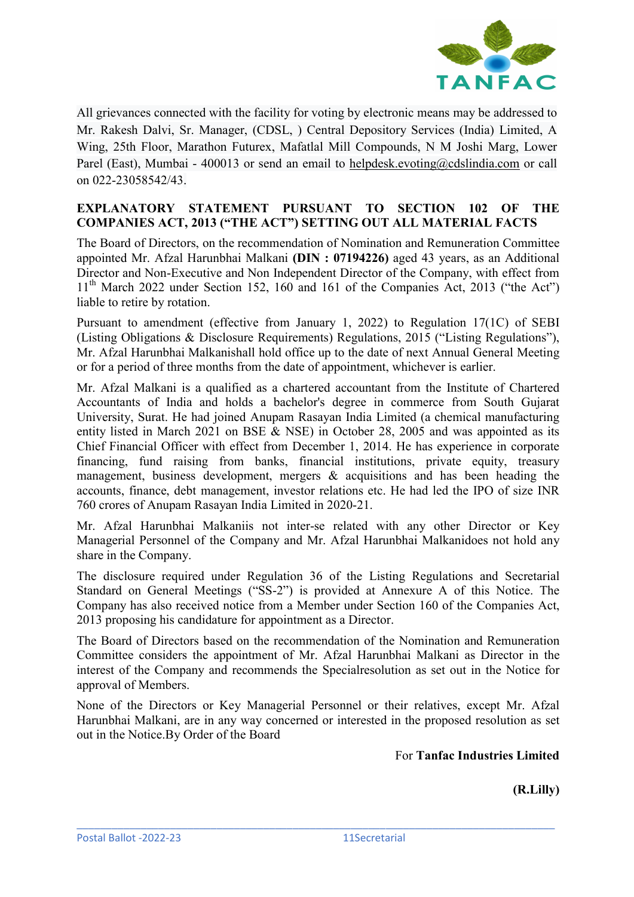All grievances connected with the facility for voting by electronic means may be addressed to Mr. Rakesh Dalvi, Sr. Manager, (CDSL, ) Central Depository Services (India) Limited, A Wing, 25th Floor, Marathon Futurex, Mafatlal Mill Compounds, N M Joshi Marg, Lower Parel (East), Mumbai - 400013 or send an email to helpdesk.evoting@cdslindia.com or call on 022-23058542/43.

## EXPLANATORY STATEMENT PURSUANT TO SECTION 102 OF THE COMPANIES ACT, 2013 ("THE ACT") SETTING OUT ALL MATERIAL FACTS

The Board of Directors, on the recommendation of Nomination and Remuneration Committee appointed Mr. Afzal Harunbhai Malkani **(DIN : 07194226)** aged 43 years, as an Additional Director and Non-Executive and Non Independent Director of the Company, with effect from 11th March 2022 under Section 152, 160 and 161 of the Companies Act, 2013 ("the Act") liable to retire by rotation.

Pursuant to amendment (effective from January 1, 2022) to Regulation 17(1C) of SEBI (Listing Obligations & Disclosure Requirements) Regulations, 2015 ("Listing Regulations"), Mr. Afzal Harunbhai Malkanishall hold office up to the date of next Annual General Meeting or for a period of three months from the date of appointment, whichever is earlier.

Mr. Afzal Malkani is a qualified as a chartered accountant from the Institute of Chartered Accountants of India and holds a bachelor's degree in commerce from South Gujarat University, Surat. He had joined Anupam Rasayan India Limited (a chemical manufacturing entity listed in March 2021 on BSE & NSE) in October 28, 2005 and was appointed as its Chief Financial Officer with effect from December 1, 2014. He has experience in corporate financing, fund raising from banks, financial institutions, private equity, treasury management, business development, mergers & acquisitions and has been heading the accounts, finance, debt management, investor relations etc. He had led the IPO of size INR 760 crores of Anupam Rasayan India Limited in 2020-21.

Mr. Afzal Harunbhai Malkaniis not inter-se related with any other Director or Key Managerial Personnel of the Company and Mr. Afzal Harunbhai Malkanidoes not hold any share in the Company.

The disclosure required under Regulation 36 of the Listing Regulations and Secretarial Standard on General Meetings ("SS-2") is provided at Annexure A of this Notice. The Company has also received notice from a Member under Section 160 of the Companies Act, 2013 proposing his candidature for appointment as a Director.

The Board of Directors based on the recommendation of the Nomination and Remuneration Committee considers the appointment of Mr. Afzal Harunbhai Malkani as Director in the interest of the Company and recommends the Specialresolution as set out in the Notice for approval of Members.

None of the Directors or Key Managerial Personnel or their relatives, except Mr. Afzal Harunbhai Malkani, are in any way concerned or interested in the proposed resolution as set out in the Notice.By Order of the Board

For **Tanfac Industries Limited**

**(R.Lilly)**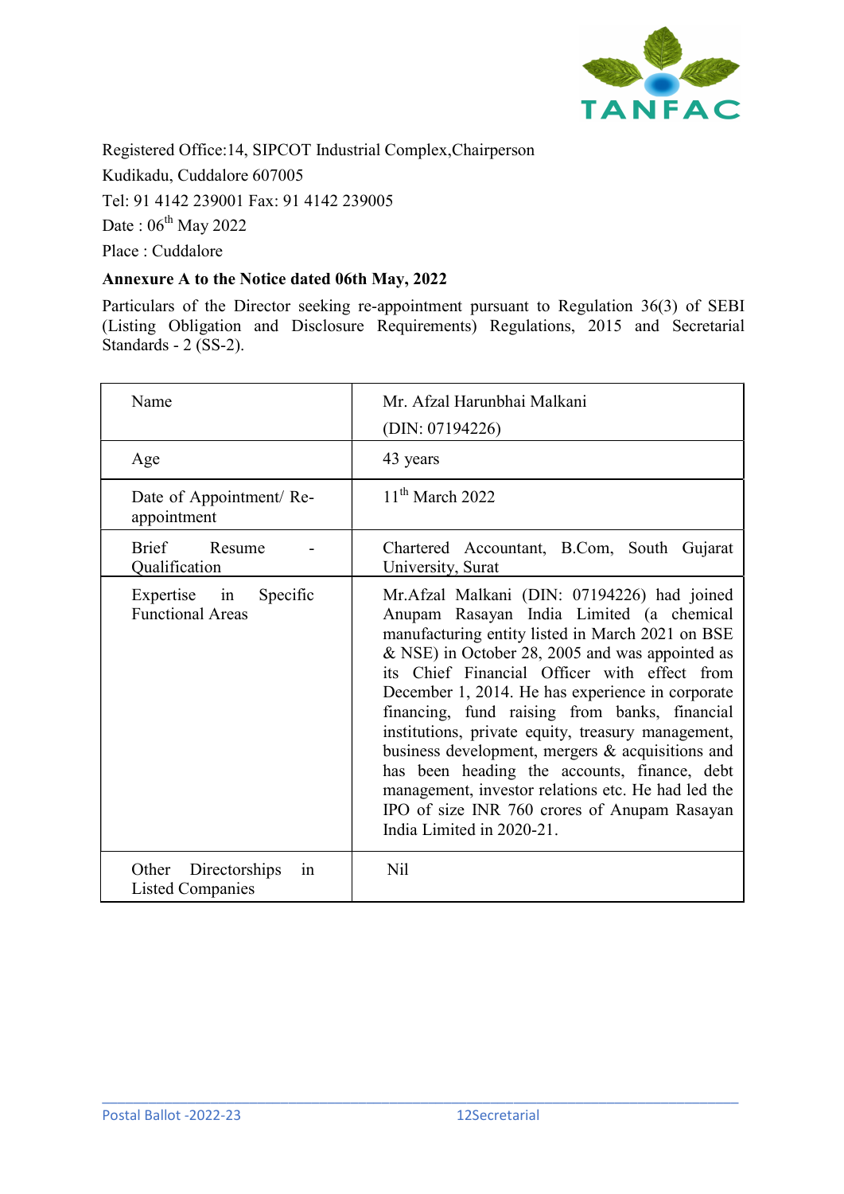Registered Office:14, SIPCOT Industrial Complex,Chairperson

Kudikadu, Cuddalore 607005

Tel: 91 4142 239001 Fax: 91 4142 239005

Date : 06th May 2022

Place : Cuddalore

**Annexure A to the Notice dated 06th May, 2022**

Particulars of the Director seeking re-appointment pursuant to Regulation 36(3) of SEBI (Listing Obligation and Disclosure Requirements) Regulations, 2015 and Secretarial Standards - 2 (SS-2).

| Name | Mr. Afzal Harunbhai Malkani (DIN: 07194226) |
|---|---|
| Age | 43 years |
| Date of Appointment/ Re-appointment | 11th March 2022 |
| Brief Resume - Qualification | Chartered Accountant, B.Com, South Gujarat University, Surat |
| Expertise in Specific Functional Areas | Mr.Afzal Malkani (DIN: 07194226) had joined Anupam Rasayan India Limited (a chemical manufacturing entity listed in March 2021 on BSE & NSE) in October 28, 2005 and was appointed as its Chief Financial Officer with effect from December 1, 2014. He has experience in corporate financing, fund raising from banks, financial institutions, private equity, treasury management, business development, mergers & acquisitions and has been heading the accounts, finance, debt management, investor relations etc. He had led the IPO of size INR 760 crores of Anupam Rasayan India Limited in 2020-21. |
| Other Directorships in Listed Companies | Nil |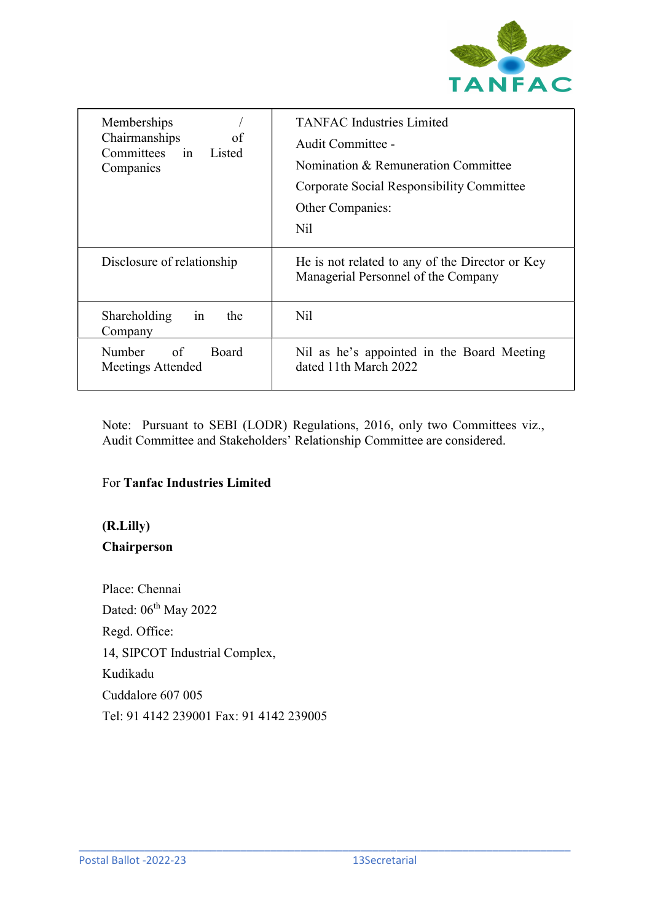| | |
|---|---|
| Memberships / Chairmanships of Committees in Listed Companies | TANFAC Industries Limited<br>Audit Committee -<br>Nomination & Remuneration Committee<br>Corporate Social Responsibility Committee<br>Other Companies:<br>Nil |
| Disclosure of relationship | He is not related to any of the Director or Key Managerial Personnel of the Company |
| Shareholding in the Company | Nil |
| Number of Board Meetings Attended | Nil as he's appointed in the Board Meeting dated 11th March 2022 |

Note: Pursuant to SEBI (LODR) Regulations, 2016, only two Committees viz., Audit Committee and Stakeholders' Relationship Committee are considered.

For **Tanfac Industries Limited**

**(R.Lilly)**

**Chairperson**

Place: Chennai

Dated: 06th May 2022

Regd. Office:

14, SIPCOT Industrial Complex,

Kudikadu

Cuddalore 607 005

Tel: 91 4142 239001 Fax: 91 4142 239005